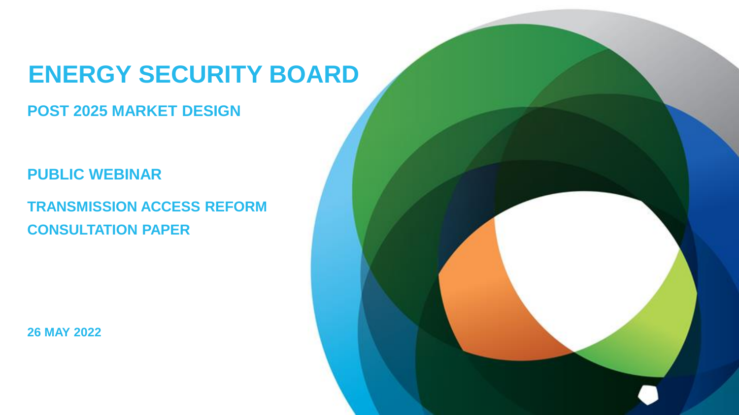# ENERGY SECURITY BOARD

## POST 2025 MARKET DESIGN

## PUBLIC WEBINAR

## TRANSMISSION ACCESS REFORM CONSULTATION PAPER

26 MAY 2022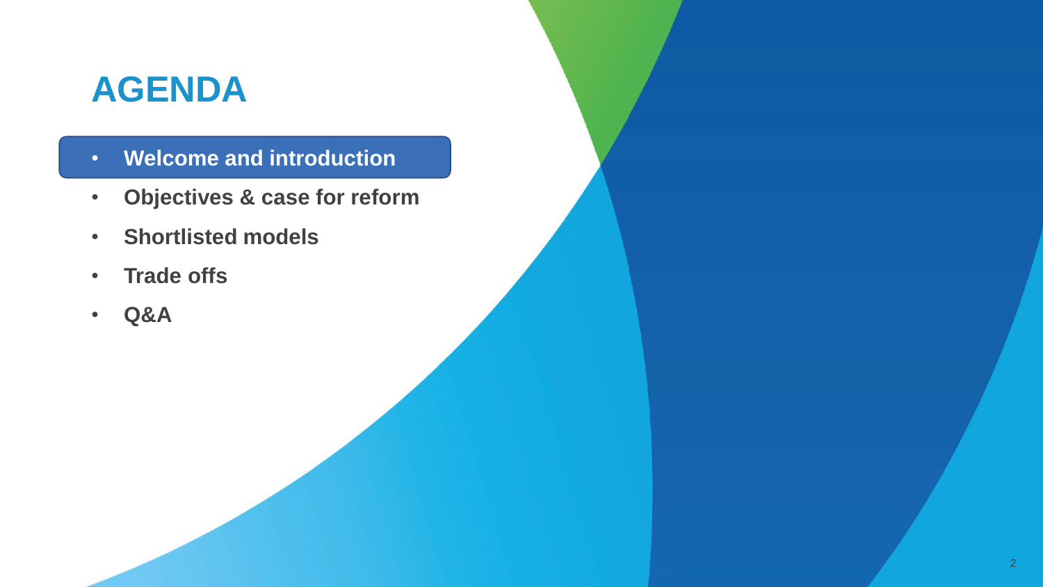# AGENDA

- **Welcome and introduction**
- **Objectives & case for reform**
- **Shortlisted models**
- **Trade offs**
- **Q&A**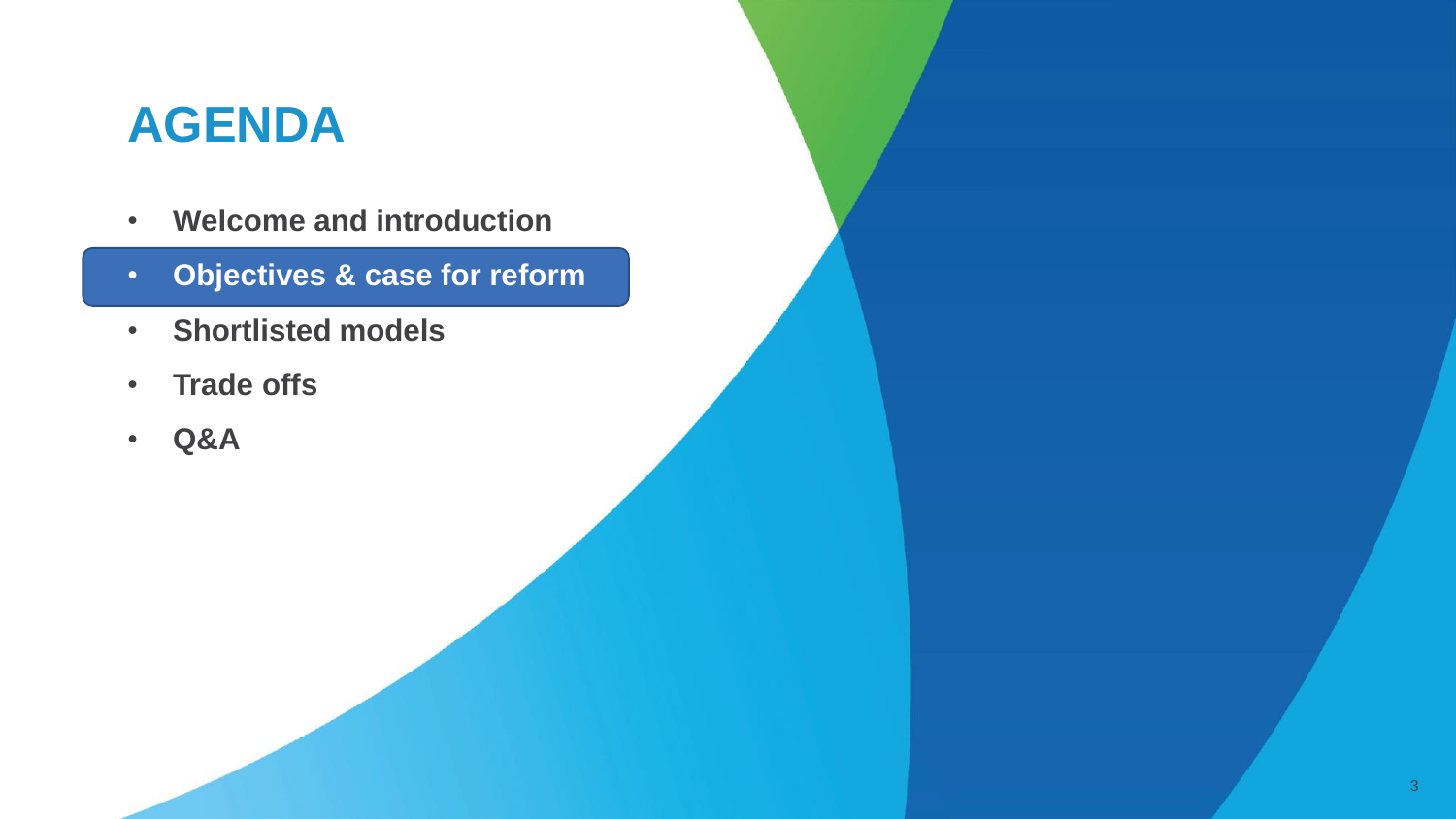# AGENDA

- **Welcome and introduction**
- **Objectives & case for reform**
- **Shortlisted models**
- **Trade offs**
- **Q&A**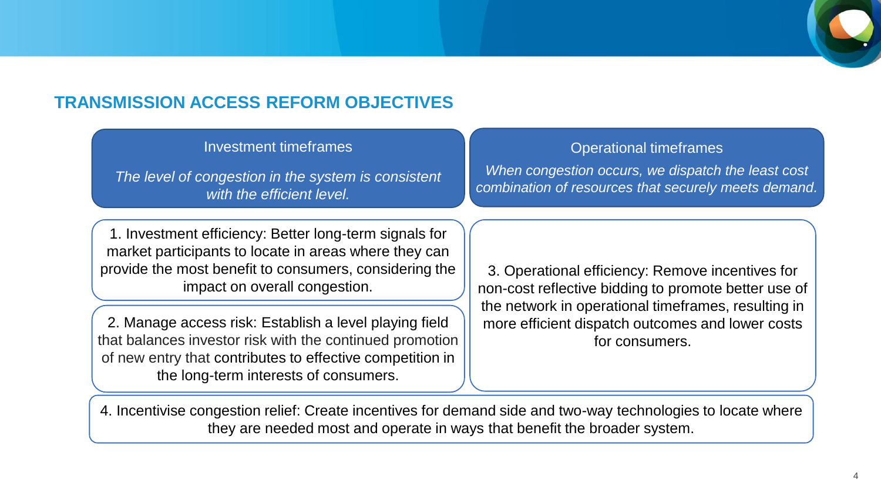## TRANSMISSION ACCESS REFORM OBJECTIVES

### Investment timeframes

*The level of congestion in the system is consistent with the efficient level.*

1. Investment efficiency: Better long-term signals for market participants to locate in areas where they can provide the most benefit to consumers, considering the impact on overall congestion.

2. Manage access risk: Establish a level playing field that balances investor risk with the continued promotion of new entry that contributes to effective competition in the long-term interests of consumers.

### Operational timeframes

*When congestion occurs, we dispatch the least cost combination of resources that securely meets demand.*

3. Operational efficiency: Remove incentives for non-cost reflective bidding to promote better use of the network in operational timeframes, resulting in more efficient dispatch outcomes and lower costs for consumers.

---

4. Incentivise congestion relief: Create incentives for demand side and two-way technologies to locate where they are needed most and operate in ways that benefit the broader system.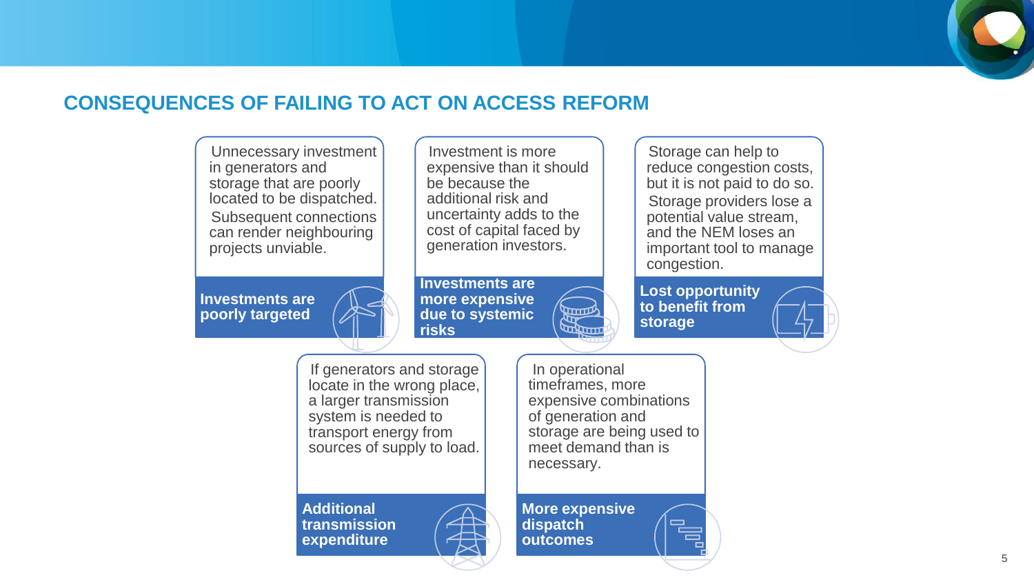## CONSEQUENCES OF FAILING TO ACT ON ACCESS REFORM

Unnecessary investment in generators and storage that are poorly located to be dispatched. Subsequent connections can render neighbouring projects unviable.

**Investments are poorly targeted**

Investment is more expensive than it should be because the additional risk and uncertainty adds to the cost of capital faced by generation investors.

**Investments are more expensive due to systemic risks**

Storage can help to reduce congestion costs, but it is not paid to do so. Storage providers lose a potential value stream, and the NEM loses an important tool to manage congestion.

**Lost opportunity to benefit from storage**

If generators and storage locate in the wrong place, a larger transmission system is needed to transport energy from sources of supply to load.

**Additional transmission expenditure**

In operational timeframes, more expensive combinations of generation and storage are being used to meet demand than is necessary.

**More expensive dispatch outcomes**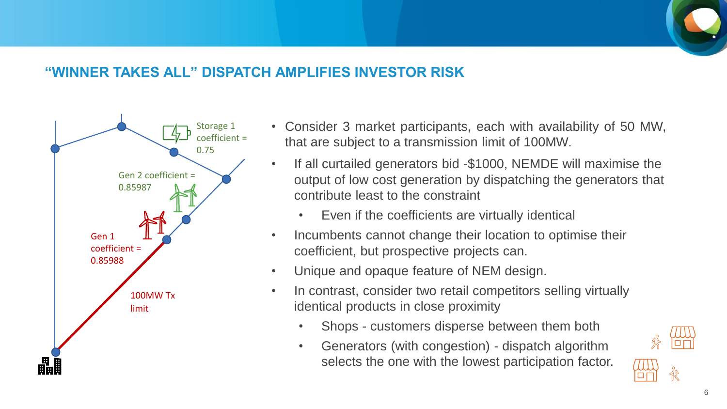## "WINNER TAKES ALL" DISPATCH AMPLIFIES INVESTOR RISK

Storage 1 coefficient = 0.75

Gen 2 coefficient = 0.85987

Gen 1 coefficient = 0.85988

100MW Tx limit

- Consider 3 market participants, each with availability of 50 MW, that are subject to a transmission limit of 100MW.
- If all curtailed generators bid -$1000, NEMDE will maximise the output of low cost generation by dispatching the generators that contribute least to the constraint
  - Even if the coefficients are virtually identical
- Incumbents cannot change their location to optimise their coefficient, but prospective projects can.
- Unique and opaque feature of NEM design.
- In contrast, consider two retail competitors selling virtually identical products in close proximity
  - Shops - customers disperse between them both
  - Generators (with congestion) - dispatch algorithm selects the one with the lowest participation factor.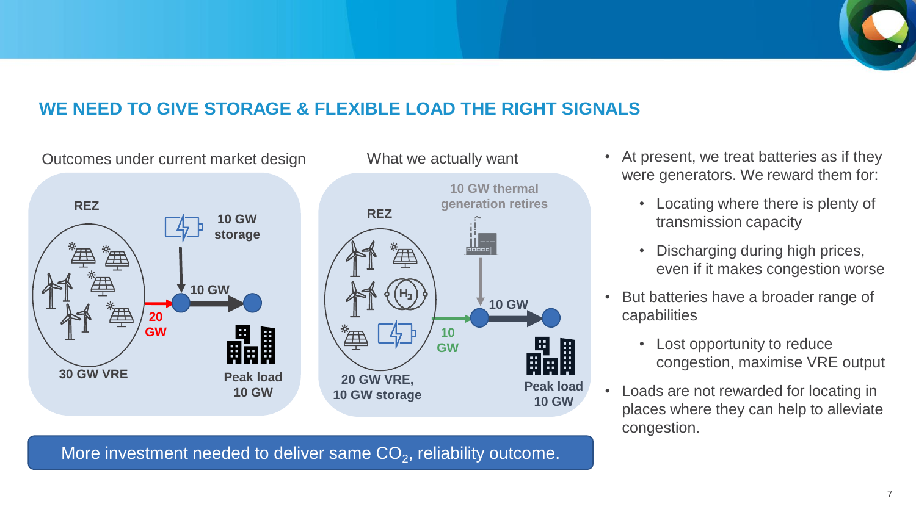## WE NEED TO GIVE STORAGE & FLEXIBLE LOAD THE RIGHT SIGNALS

**Outcomes under current market design**

- REZ
- 30 GW VRE
- 20 GW
- 10 GW storage
- 10 GW
- Peak load 10 GW

**What we actually want**

- REZ
- 20 GW VRE, 10 GW storage
- 10 GW thermal generation retires
- 10 GW
- 10 GW
- Peak load 10 GW

More investment needed to deliver same $CO_2$, reliability outcome.

- At present, we treat batteries as if they were generators. We reward them for:
  - Locating where there is plenty of transmission capacity
  - Discharging during high prices, even if it makes congestion worse
- But batteries have a broader range of capabilities
  - Lost opportunity to reduce congestion, maximise VRE output
- Loads are not rewarded for locating in places where they can help to alleviate congestion.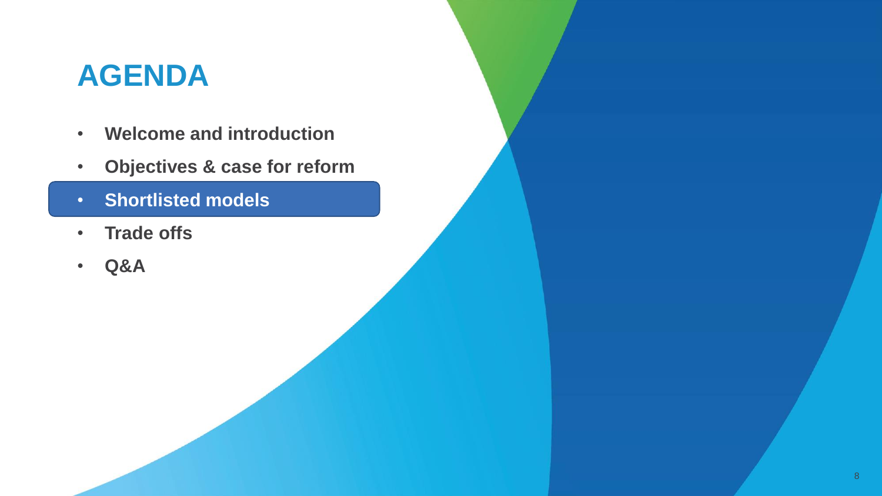# AGENDA

- Welcome and introduction
- Objectives & case for reform
- **Shortlisted models**
- Trade offs
- Q&A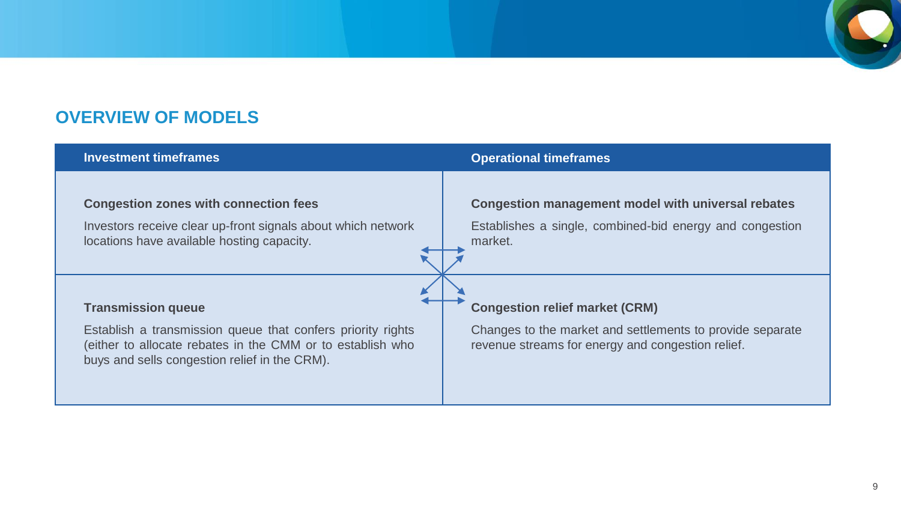## OVERVIEW OF MODELS

| Investment timeframes | Operational timeframes |
| --- | --- |
| **Congestion zones with connection fees**<br>Investors receive clear up-front signals about which network locations have available hosting capacity. | **Congestion management model with universal rebates**<br>Establishes a single, combined-bid energy and congestion market. |
| **Transmission queue**<br>Establish a transmission queue that confers priority rights (either to allocate rebates in the CMM or to establish who buys and sells congestion relief in the CRM). | **Congestion relief market (CRM)**<br>Changes to the market and settlements to provide separate revenue streams for energy and congestion relief. |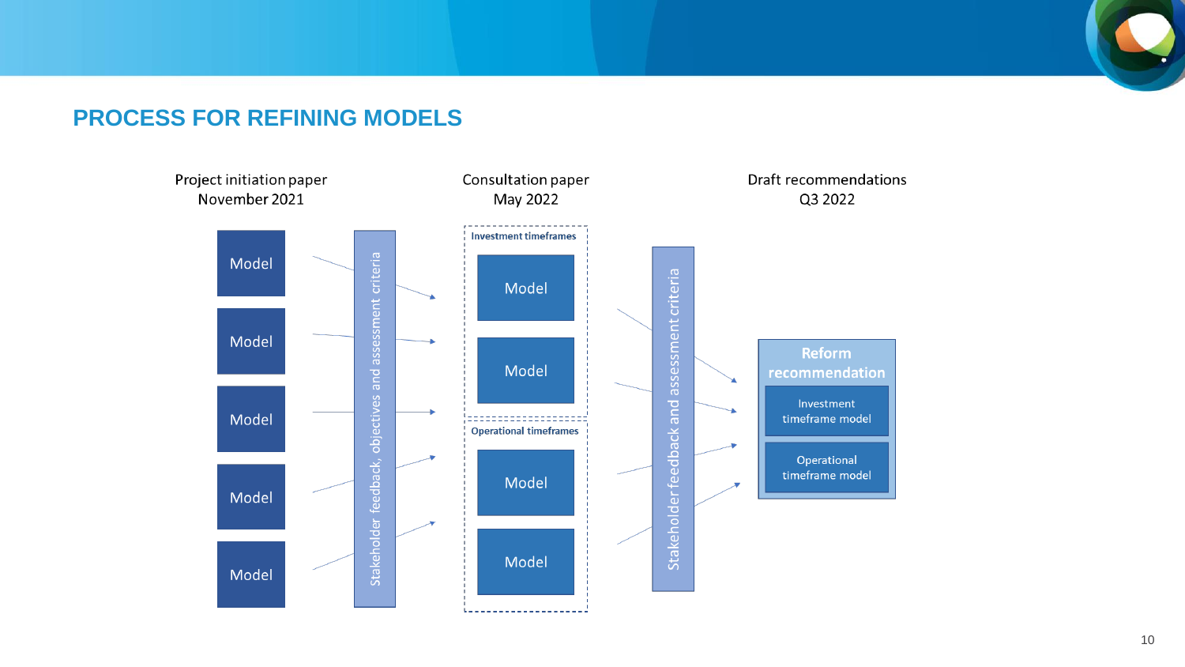# PROCESS FOR REFINING MODELS

**Project initiation paper**
November 2021

- Model
- Model
- Model
- Model
- Model

Stakeholder feedback, objectives and assessment criteria

**Consultation paper**
May 2022

Investment timeframes
- Model
- Model

Operational timeframes
- Model
- Model

Stakeholder feedback and assessment criteria

**Draft recommendations**
Q3 2022

Reform recommendation
- Investment timeframe model
- Operational timeframe model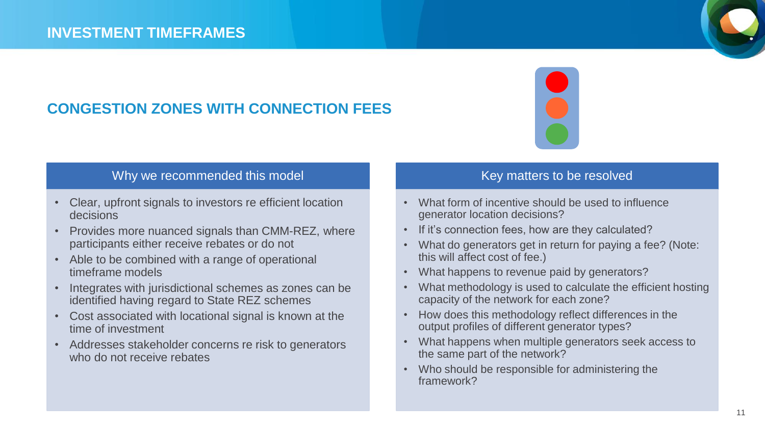# INVESTMENT TIMEFRAMES

## CONGESTION ZONES WITH CONNECTION FEES

### Why we recommended this model

- Clear, upfront signals to investors re efficient location decisions
- Provides more nuanced signals than CMM-REZ, where participants either receive rebates or do not
- Able to be combined with a range of operational timeframe models
- Integrates with jurisdictional schemes as zones can be identified having regard to State REZ schemes
- Cost associated with locational signal is known at the time of investment
- Addresses stakeholder concerns re risk to generators who do not receive rebates

### Key matters to be resolved

- What form of incentive should be used to influence generator location decisions?
- If it's connection fees, how are they calculated?
- What do generators get in return for paying a fee? (Note: this will affect cost of fee.)
- What happens to revenue paid by generators?
- What methodology is used to calculate the efficient hosting capacity of the network for each zone?
- How does this methodology reflect differences in the output profiles of different generator types?
- What happens when multiple generators seek access to the same part of the network?
- Who should be responsible for administering the framework?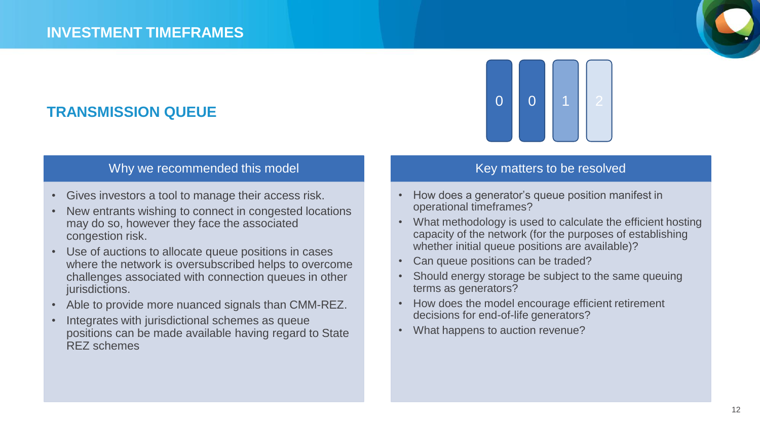# INVESTMENT TIMEFRAMES

## TRANSMISSION QUEUE

0 0 1 2

### Why we recommended this model

- Gives investors a tool to manage their access risk.
- New entrants wishing to connect in congested locations may do so, however they face the associated congestion risk.
- Use of auctions to allocate queue positions in cases where the network is oversubscribed helps to overcome challenges associated with connection queues in other jurisdictions.
- Able to provide more nuanced signals than CMM-REZ.
- Integrates with jurisdictional schemes as queue positions can be made available having regard to State REZ schemes

### Key matters to be resolved

- How does a generator's queue position manifest in operational timeframes?
- What methodology is used to calculate the efficient hosting capacity of the network (for the purposes of establishing whether initial queue positions are available)?
- Can queue positions can be traded?
- Should energy storage be subject to the same queuing terms as generators?
- How does the model encourage efficient retirement decisions for end-of-life generators?
- What happens to auction revenue?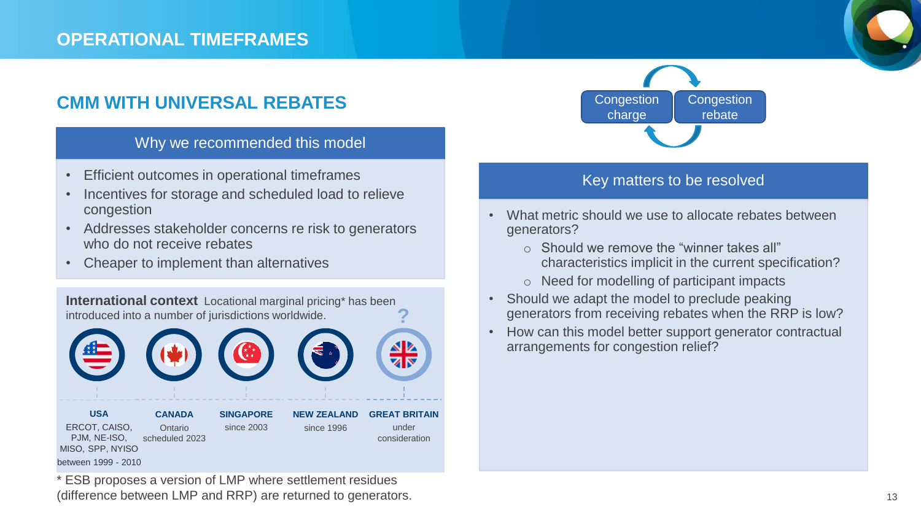# OPERATIONAL TIMEFRAMES

## CMM WITH UNIVERSAL REBATES

Congestion charge ⇄ Congestion rebate

### Why we recommended this model

- Efficient outcomes in operational timeframes
- Incentives for storage and scheduled load to relieve congestion
- Addresses stakeholder concerns re risk to generators who do not receive rebates
- Cheaper to implement than alternatives

**International context** Locational marginal pricing* has been introduced into a number of jurisdictions worldwide.

| USA | CANADA | SINGAPORE | NEW ZEALAND | GREAT BRITAIN ? |
|---|---|---|---|---|
| ERCOT, CAISO, PJM, NE-ISO, MISO, SPP, NYISO between 1999 - 2010 | Ontario scheduled 2023 | since 2003 | since 1996 | under consideration |

* ESB proposes a version of LMP where settlement residues (difference between LMP and RRP) are returned to generators.

### Key matters to be resolved

- What metric should we use to allocate rebates between generators?
  - Should we remove the "winner takes all" characteristics implicit in the current specification?
  - Need for modelling of participant impacts
- Should we adapt the model to preclude peaking generators from receiving rebates when the RRP is low?
- How can this model better support generator contractual arrangements for congestion relief?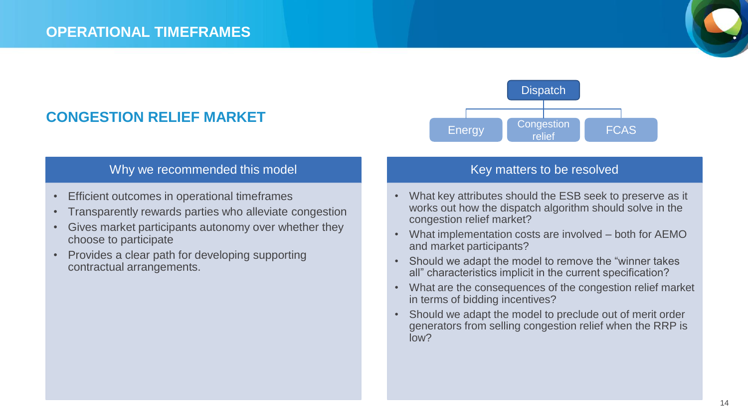# OPERATIONAL TIMEFRAMES

## CONGESTION RELIEF MARKET

Dispatch

- Energy
- Congestion relief
- FCAS

### Why we recommended this model

- Efficient outcomes in operational timeframes
- Transparently rewards parties who alleviate congestion
- Gives market participants autonomy over whether they choose to participate
- Provides a clear path for developing supporting contractual arrangements.

### Key matters to be resolved

- What key attributes should the ESB seek to preserve as it works out how the dispatch algorithm should solve in the congestion relief market?
- What implementation costs are involved – both for AEMO and market participants?
- Should we adapt the model to remove the "winner takes all" characteristics implicit in the current specification?
- What are the consequences of the congestion relief market in terms of bidding incentives?
- Should we adapt the model to preclude out of merit order generators from selling congestion relief when the RRP is low?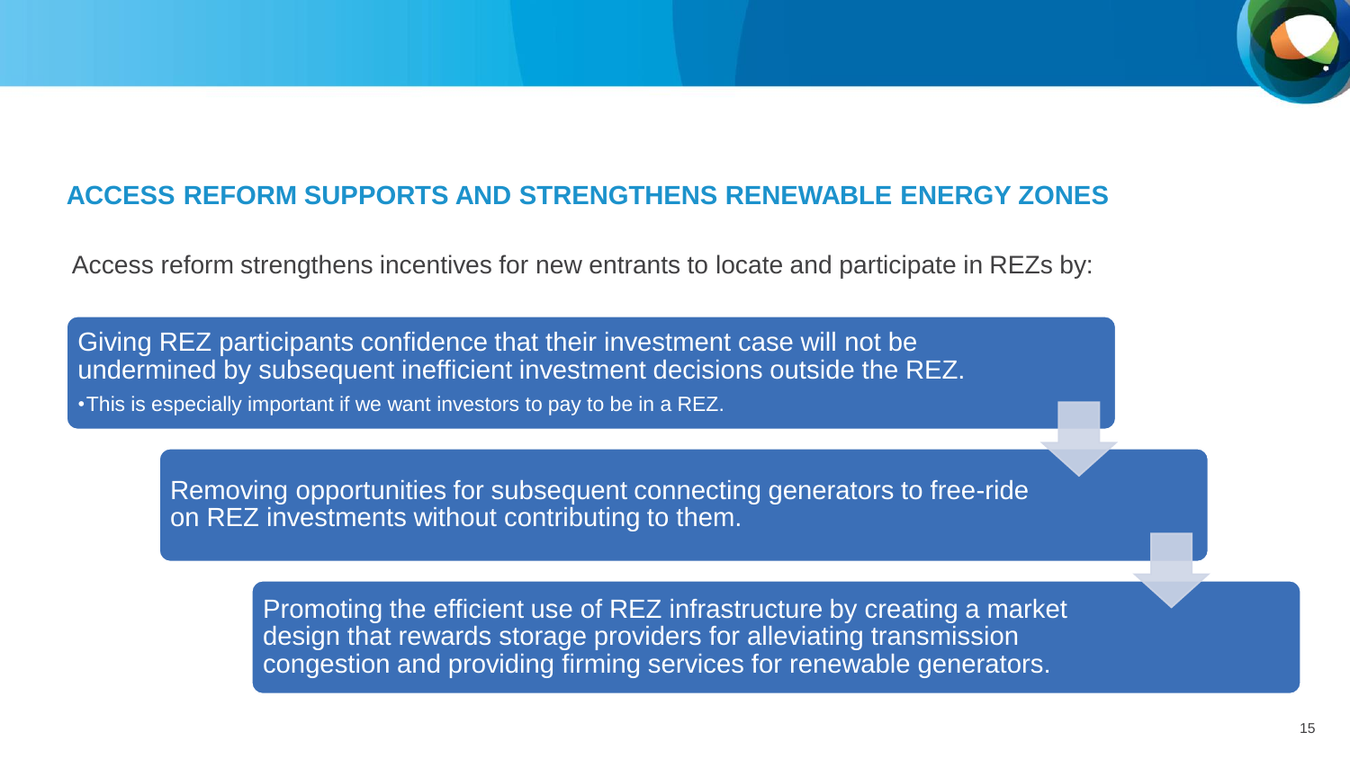## ACCESS REFORM SUPPORTS AND STRENGTHENS RENEWABLE ENERGY ZONES

Access reform strengthens incentives for new entrants to locate and participate in REZs by:

Giving REZ participants confidence that their investment case will not be undermined by subsequent inefficient investment decisions outside the REZ.

- This is especially important if we want investors to pay to be in a REZ.

Removing opportunities for subsequent connecting generators to free-ride on REZ investments without contributing to them.

Promoting the efficient use of REZ infrastructure by creating a market design that rewards storage providers for alleviating transmission congestion and providing firming services for renewable generators.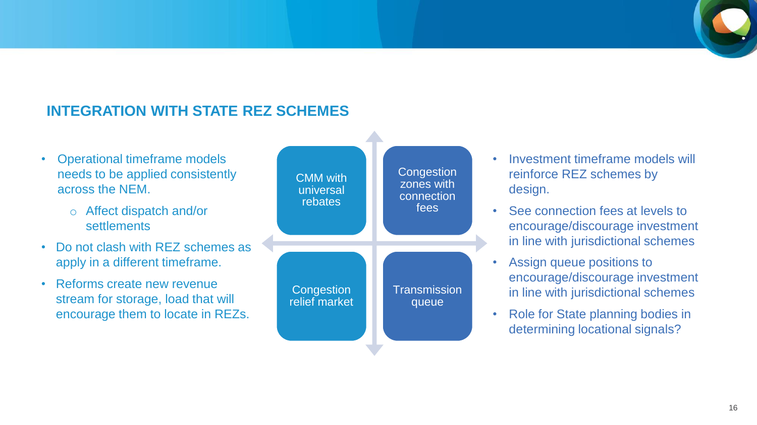## INTEGRATION WITH STATE REZ SCHEMES

- Operational timeframe models needs to be applied consistently across the NEM.
    - Affect dispatch and/or settlements
- Do not clash with REZ schemes as apply in a different timeframe.
- Reforms create new revenue stream for storage, load that will encourage them to locate in REZs.

| CMM with universal rebates | Congestion zones with connection fees |
| --- | --- |
| Congestion relief market | Transmission queue |

- Investment timeframe models will reinforce REZ schemes by design.
- See connection fees at levels to encourage/discourage investment in line with jurisdictional schemes
- Assign queue positions to encourage/discourage investment in line with jurisdictional schemes
- Role for State planning bodies in determining locational signals?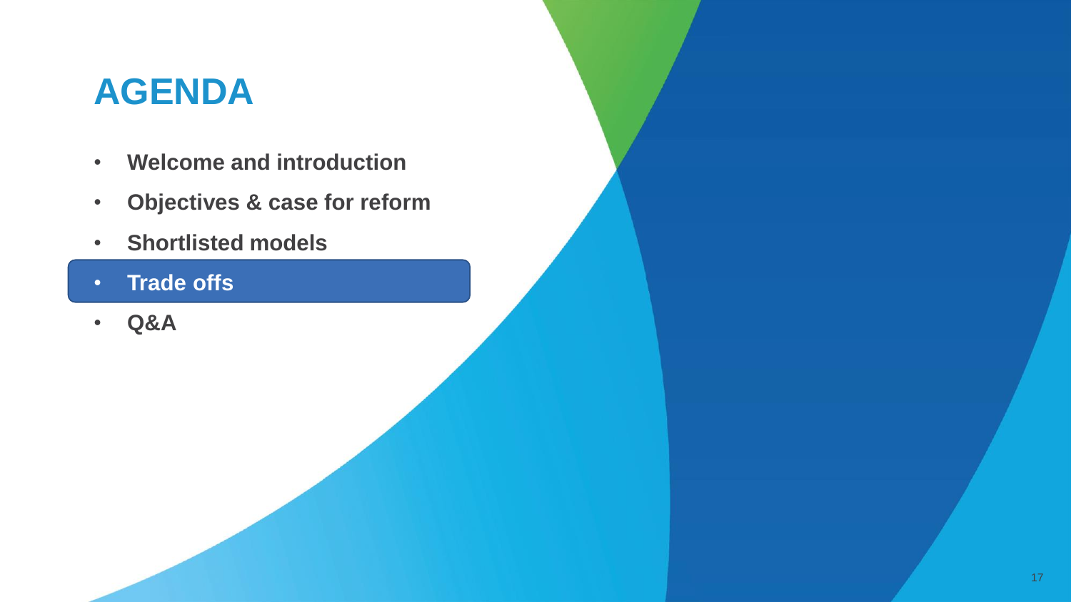# AGENDA

- **Welcome and introduction**
- **Objectives & case for reform**
- **Shortlisted models**
- **Trade offs**
- **Q&A**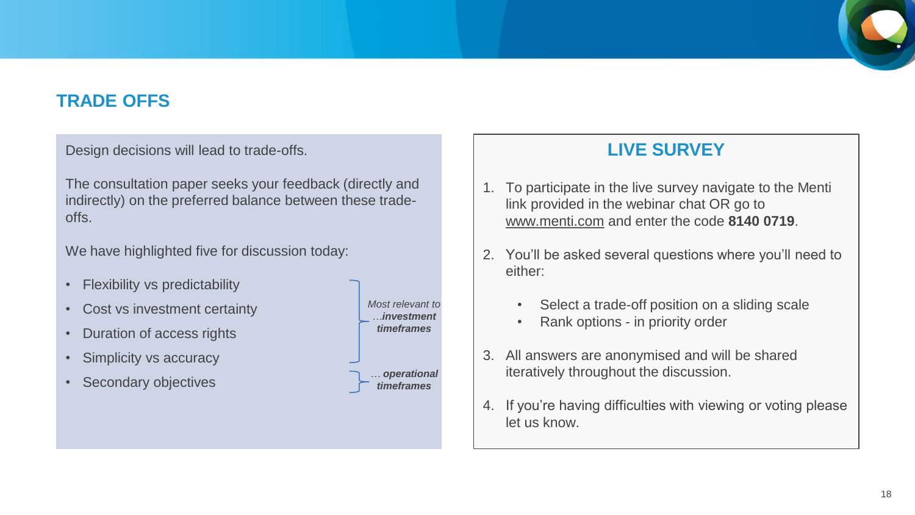## TRADE OFFS

Design decisions will lead to trade-offs.

The consultation paper seeks your feedback (directly and indirectly) on the preferred balance between these trade-offs.

We have highlighted five for discussion today:

- Flexibility vs predictability
- Cost vs investment certainty
- Duration of access rights
- Simplicity vs accuracy
- Secondary objectives

*Most relevant to …**investment timeframes*** (Flexibility vs predictability; Cost vs investment certainty; Duration of access rights; Simplicity vs accuracy)

*… **operational timeframes*** (Secondary objectives)

### LIVE SURVEY

1. To participate in the live survey navigate to the Menti link provided in the webinar chat OR go to www.menti.com and enter the code **8140 0719**.
2. You'll be asked several questions where you'll need to either:
   - Select a trade-off position on a sliding scale
   - Rank options - in priority order
3. All answers are anonymised and will be shared iteratively throughout the discussion.
4. If you're having difficulties with viewing or voting please let us know.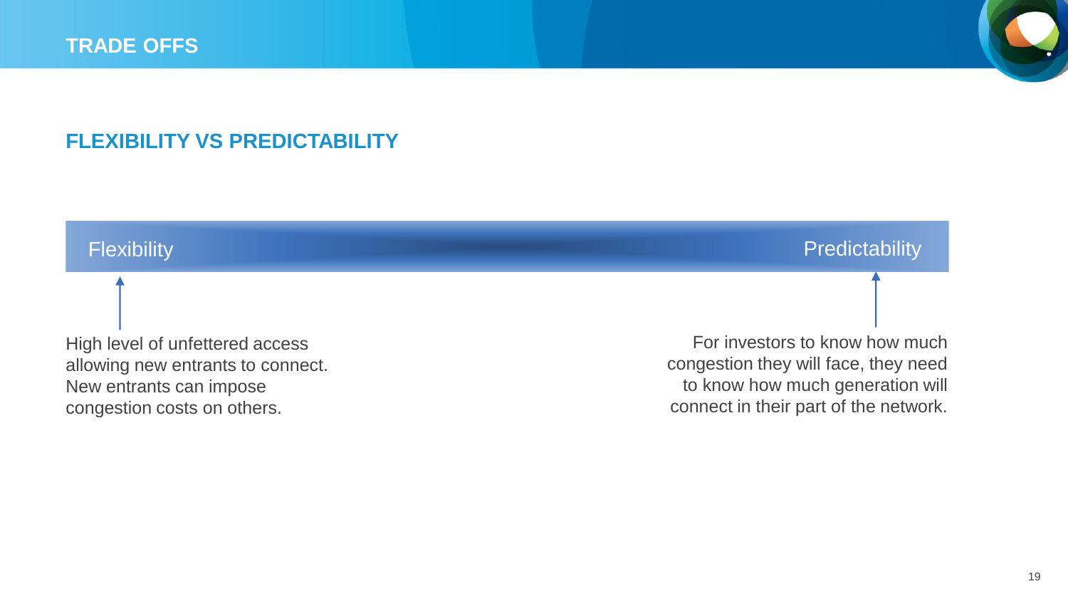# TRADE OFFS

## FLEXIBILITY VS PREDICTABILITY

Flexibility ← → Predictability

**Flexibility:** High level of unfettered access allowing new entrants to connect. New entrants can impose congestion costs on others.

**Predictability:** For investors to know how much congestion they will face, they need to know how much generation will connect in their part of the network.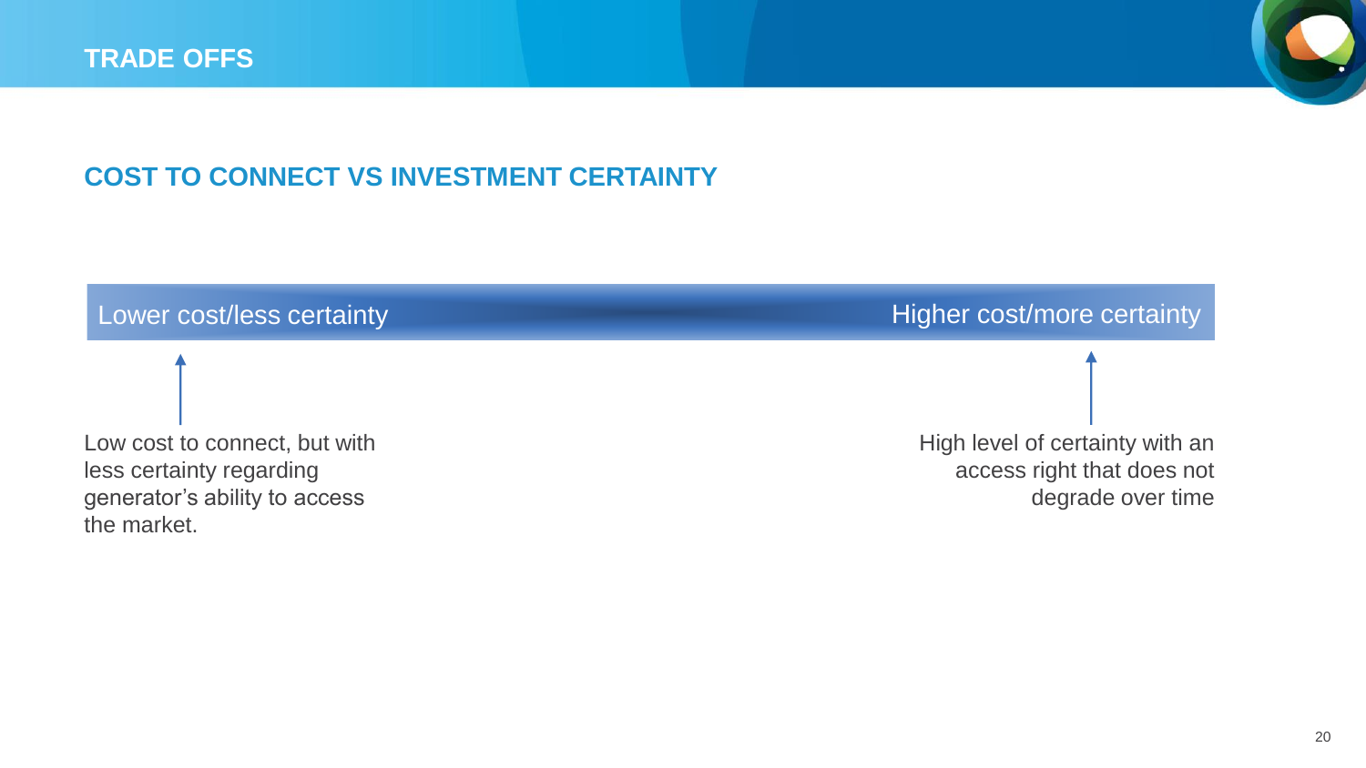# TRADE OFFS

## COST TO CONNECT VS INVESTMENT CERTAINTY

Lower cost/less certainty — Higher cost/more certainty

Low cost to connect, but with less certainty regarding generator's ability to access the market.

High level of certainty with an access right that does not degrade over time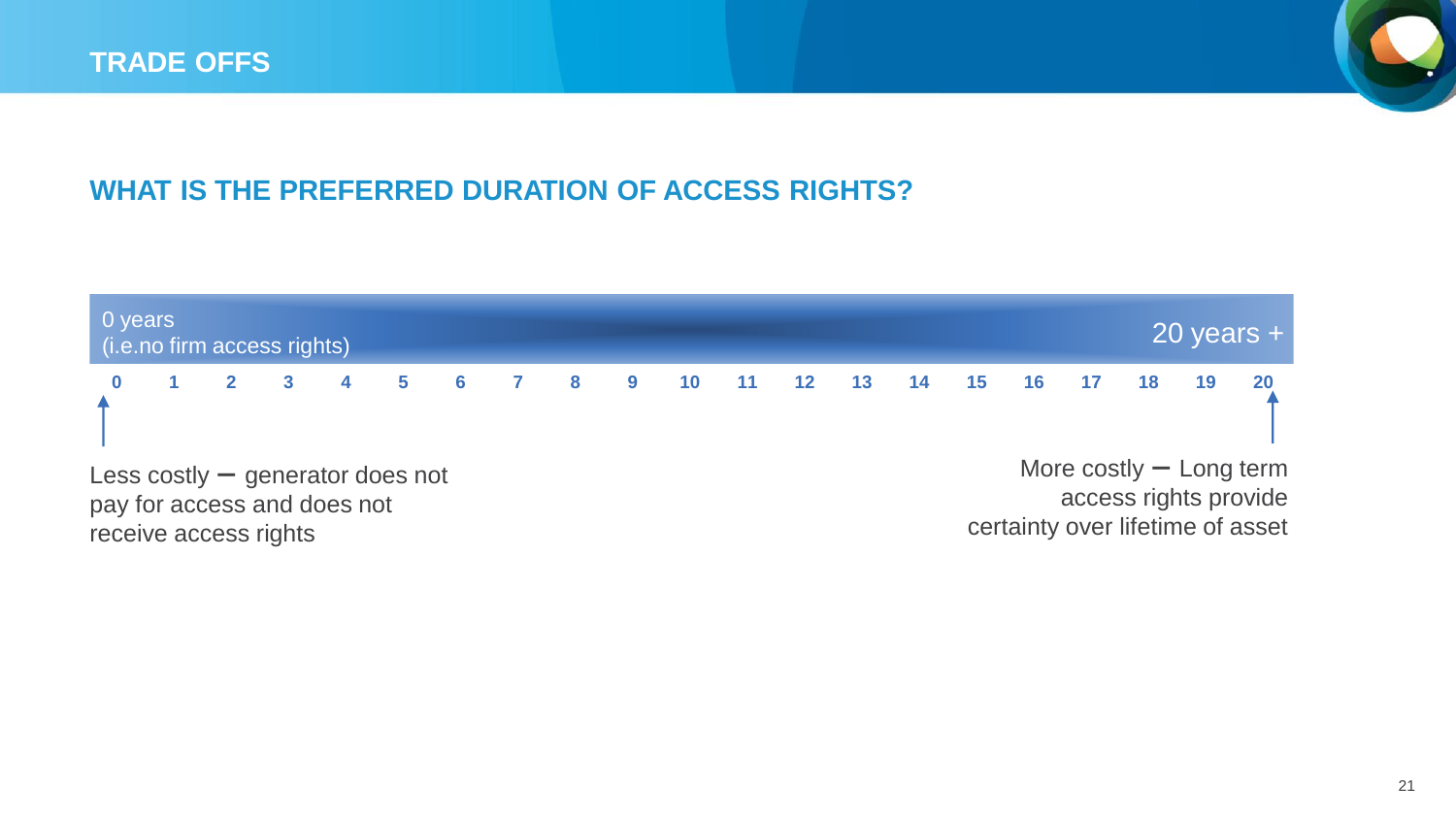# TRADE OFFS

## WHAT IS THE PREFERRED DURATION OF ACCESS RIGHTS?

0 years
(i.e.no firm access rights)

20 years +

**0 1 2 3 4 5 6 7 8 9 10 11 12 13 14 15 16 17 18 19 20**

Less costly – generator does not pay for access and does not receive access rights

More costly – Long term access rights provide certainty over lifetime of asset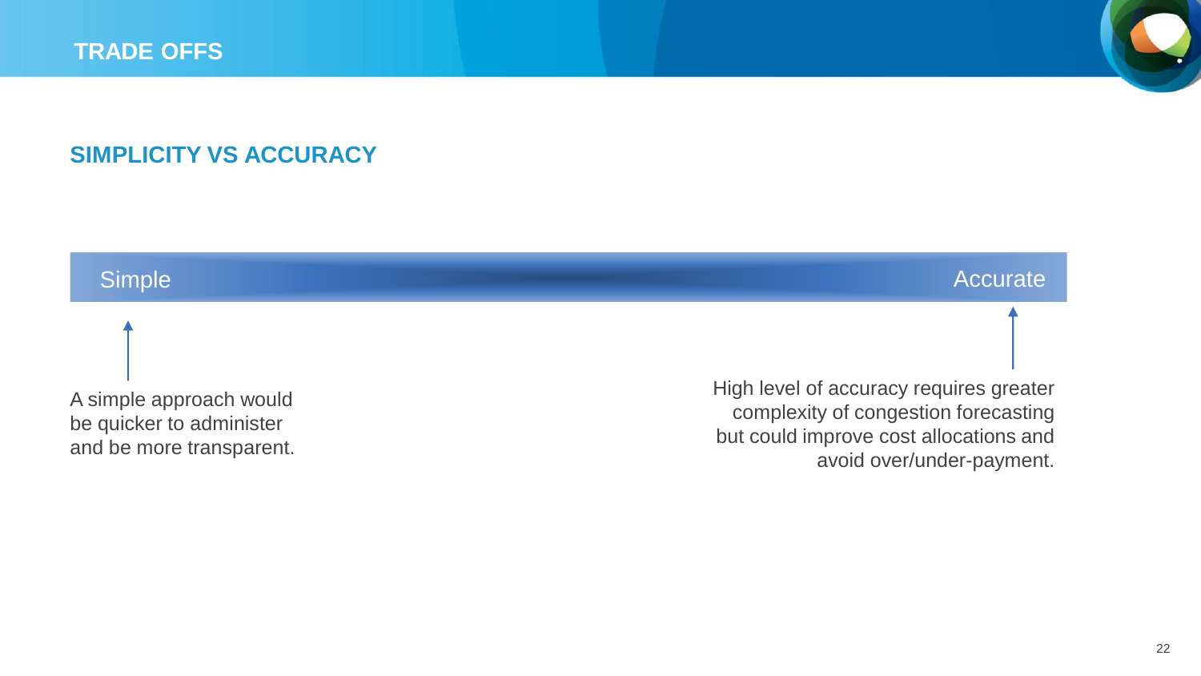# TRADE OFFS

## SIMPLICITY VS ACCURACY

Simple ←→ Accurate

A simple approach would be quicker to administer and be more transparent.

High level of accuracy requires greater complexity of congestion forecasting but could improve cost allocations and avoid over/under-payment.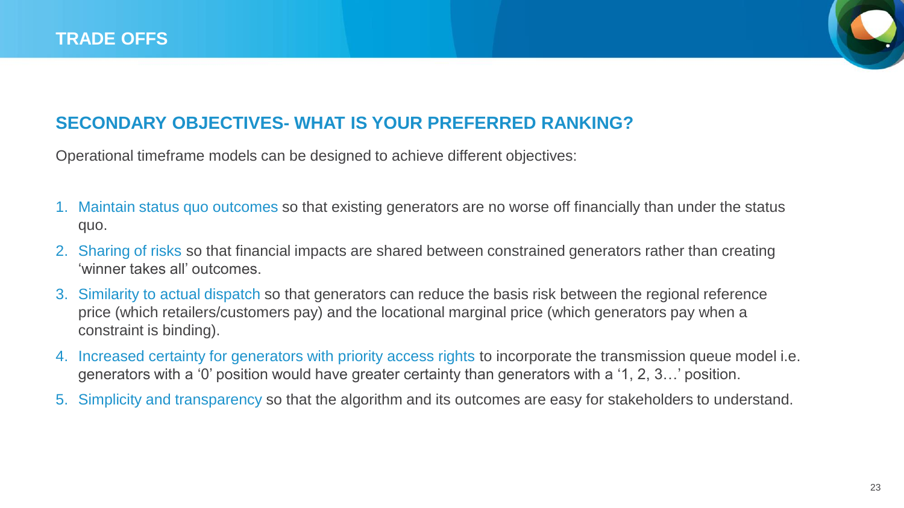# TRADE OFFS

## SECONDARY OBJECTIVES- WHAT IS YOUR PREFERRED RANKING?

Operational timeframe models can be designed to achieve different objectives:

1. Maintain status quo outcomes so that existing generators are no worse off financially than under the status quo.
2. Sharing of risks so that financial impacts are shared between constrained generators rather than creating 'winner takes all' outcomes.
3. Similarity to actual dispatch so that generators can reduce the basis risk between the regional reference price (which retailers/customers pay) and the locational marginal price (which generators pay when a constraint is binding).
4. Increased certainty for generators with priority access rights to incorporate the transmission queue model i.e. generators with a '0' position would have greater certainty than generators with a '1, 2, 3…' position.
5. Simplicity and transparency so that the algorithm and its outcomes are easy for stakeholders to understand.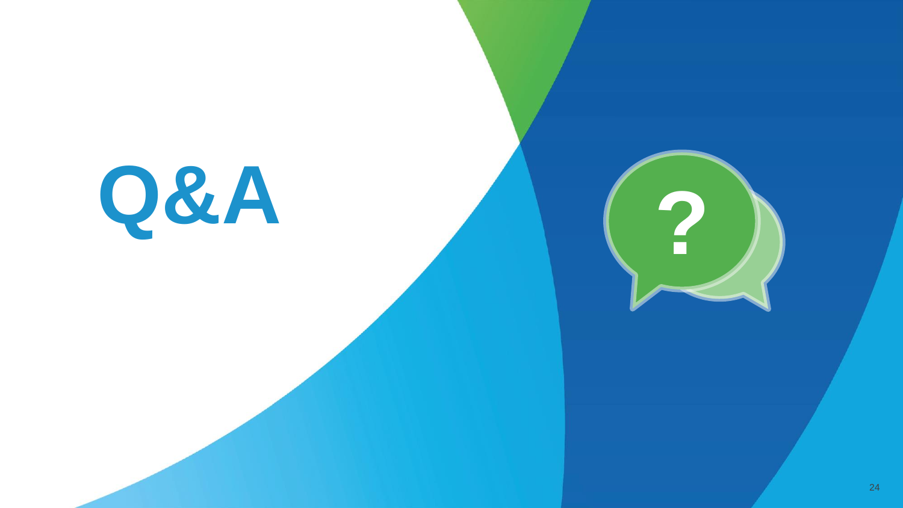# Q&A